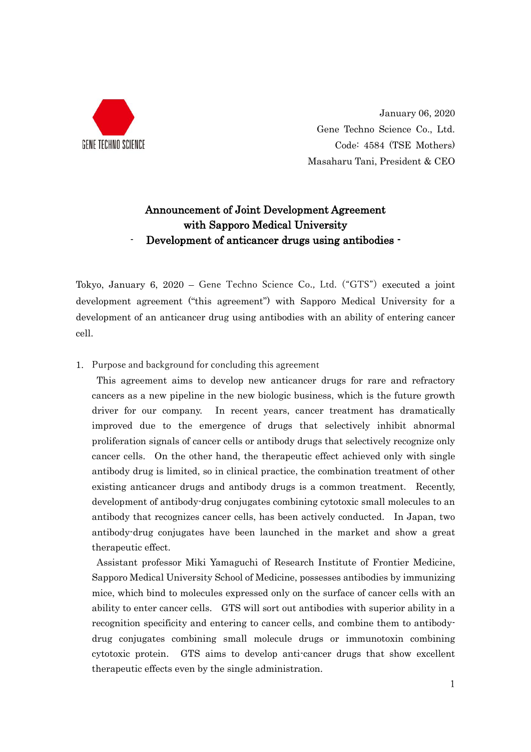GENE TECHNO SCIENCE

January 06, 2020
Gene Techno Science Co., Ltd.
Code: 4584 (TSE Mothers)
Masaharu Tani, President & CEO

# Announcement of Joint Development Agreement with Sapporo Medical University - Development of anticancer drugs using antibodies -

Tokyo, January 6, 2020 – Gene Techno Science Co., Ltd. ("GTS") executed a joint development agreement ("this agreement") with Sapporo Medical University for a development of an anticancer drug using antibodies with an ability of entering cancer cell.

1. Purpose and background for concluding this agreement

This agreement aims to develop new anticancer drugs for rare and refractory cancers as a new pipeline in the new biologic business, which is the future growth driver for our company. In recent years, cancer treatment has dramatically improved due to the emergence of drugs that selectively inhibit abnormal proliferation signals of cancer cells or antibody drugs that selectively recognize only cancer cells. On the other hand, the therapeutic effect achieved only with single antibody drug is limited, so in clinical practice, the combination treatment of other existing anticancer drugs and antibody drugs is a common treatment. Recently, development of antibody-drug conjugates combining cytotoxic small molecules to an antibody that recognizes cancer cells, has been actively conducted. In Japan, two antibody-drug conjugates have been launched in the market and show a great therapeutic effect.

Assistant professor Miki Yamaguchi of Research Institute of Frontier Medicine, Sapporo Medical University School of Medicine, possesses antibodies by immunizing mice, which bind to molecules expressed only on the surface of cancer cells with an ability to enter cancer cells. GTS will sort out antibodies with superior ability in a recognition specificity and entering to cancer cells, and combine them to antibody-drug conjugates combining small molecule drugs or immunotoxin combining cytotoxic protein. GTS aims to develop anti-cancer drugs that show excellent therapeutic effects even by the single administration.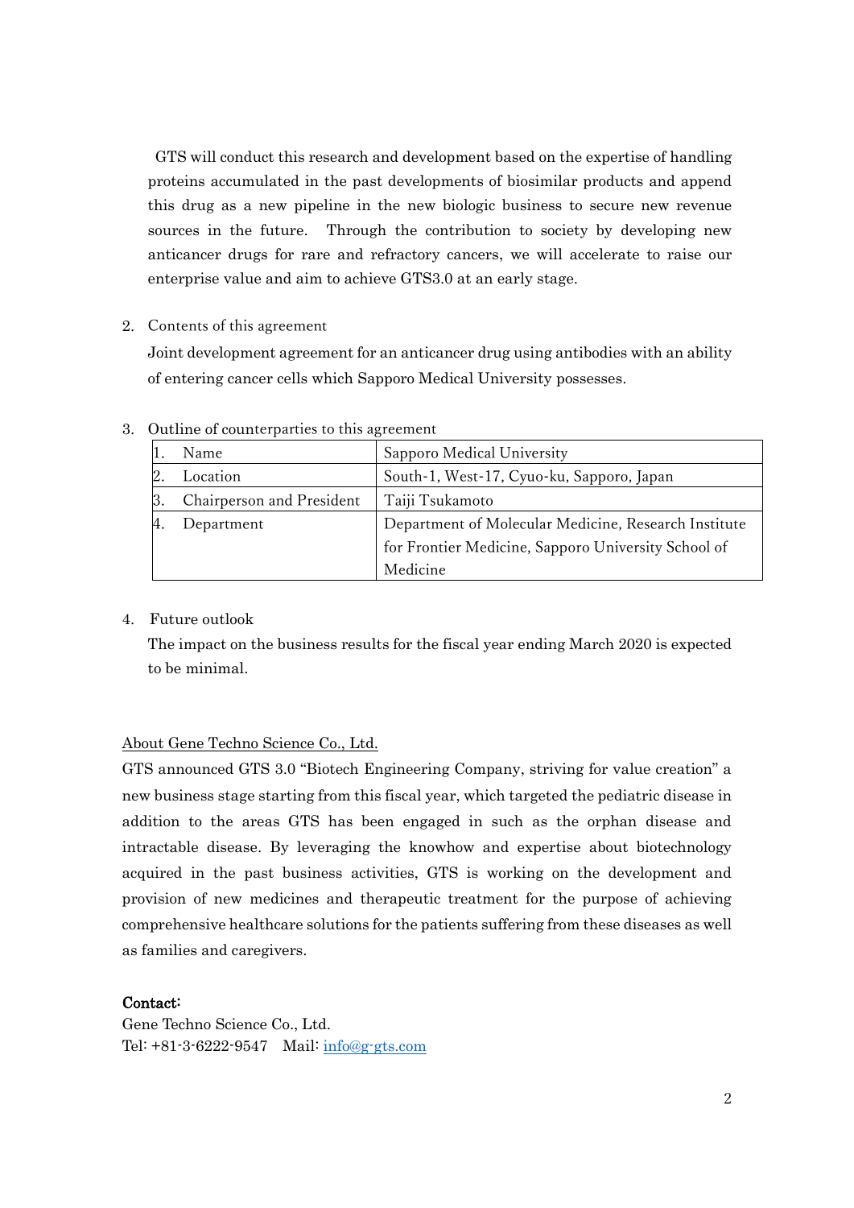GTS will conduct this research and development based on the expertise of handling proteins accumulated in the past developments of biosimilar products and append this drug as a new pipeline in the new biologic business to secure new revenue sources in the future. Through the contribution to society by developing new anticancer drugs for rare and refractory cancers, we will accelerate to raise our enterprise value and aim to achieve GTS3.0 at an early stage.

2. Contents of this agreement

   Joint development agreement for an anticancer drug using antibodies with an ability of entering cancer cells which Sapporo Medical University possesses.

3. Outline of counterparties to this agreement

| | |
|---|---|
| 1. Name | Sapporo Medical University |
| 2. Location | South-1, West-17, Cyuo-ku, Sapporo, Japan |
| 3. Chairperson and President | Taiji Tsukamoto |
| 4. Department | Department of Molecular Medicine, Research Institute for Frontier Medicine, Sapporo University School of Medicine |

4. Future outlook

   The impact on the business results for the fiscal year ending March 2020 is expected to be minimal.

About Gene Techno Science Co., Ltd.

GTS announced GTS 3.0 "Biotech Engineering Company, striving for value creation" a new business stage starting from this fiscal year, which targeted the pediatric disease in addition to the areas GTS has been engaged in such as the orphan disease and intractable disease. By leveraging the knowhow and expertise about biotechnology acquired in the past business activities, GTS is working on the development and provision of new medicines and therapeutic treatment for the purpose of achieving comprehensive healthcare solutions for the patients suffering from these diseases as well as families and caregivers.

**Contact:**

Gene Techno Science Co., Ltd.

Tel: +81-3-6222-9547 Mail: info@g-gts.com